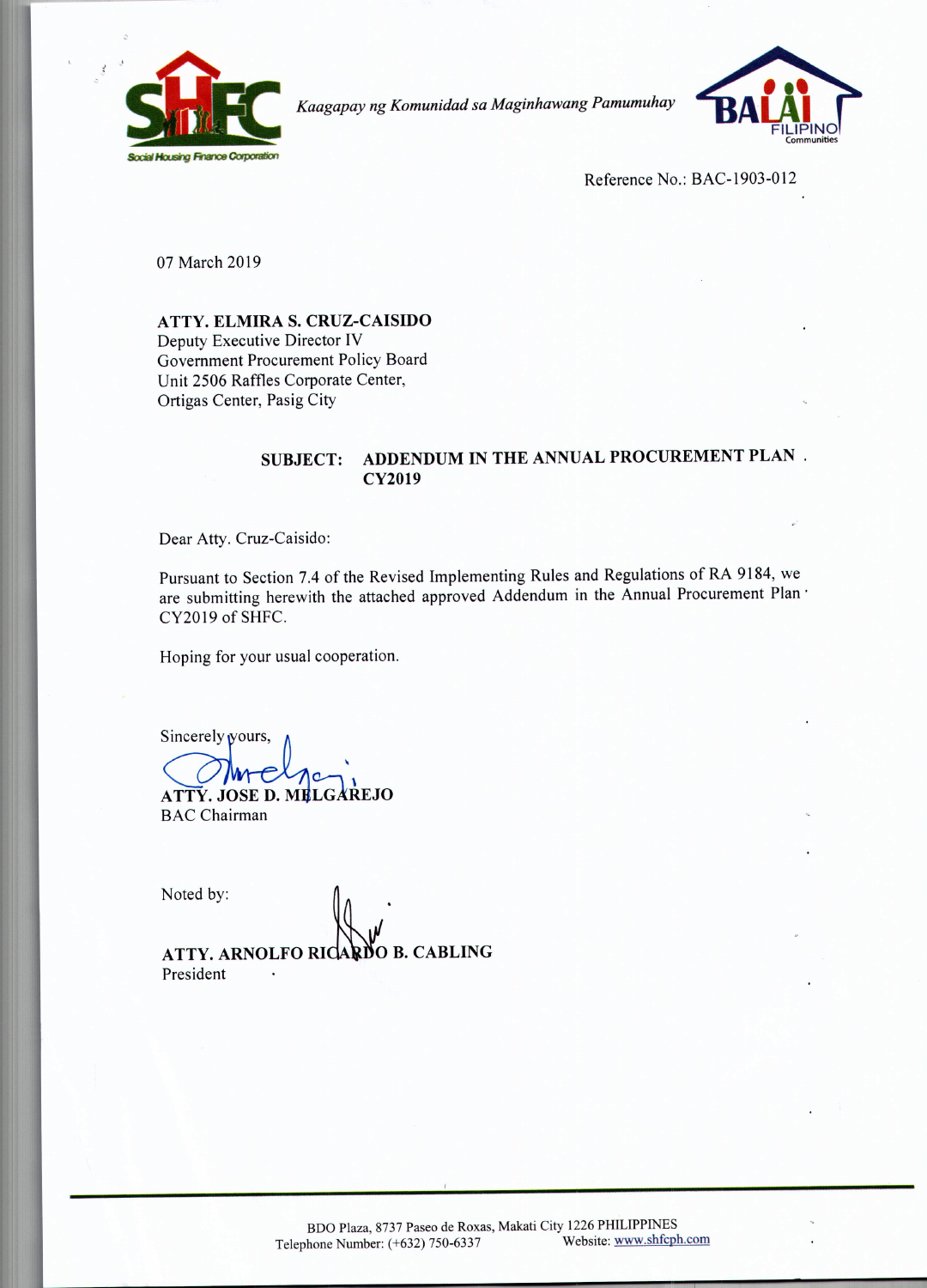Social Housing Finance Corporation

*Kaagapay ng Komunidad sa Maginhawang Pamumuhay*

BALAI FILIPINO Communities

Reference No.: BAC-1903-012

07 March 2019

**ATTY. ELMIRA S. CRUZ-CAISIDO**
Deputy Executive Director IV
Government Procurement Policy Board
Unit 2506 Raffles Corporate Center,
Ortigas Center, Pasig City

**SUBJECT: ADDENDUM IN THE ANNUAL PROCUREMENT PLAN CY2019**

Dear Atty. Cruz-Caisido:

Pursuant to Section 7.4 of the Revised Implementing Rules and Regulations of RA 9184, we are submitting herewith the attached approved Addendum in the Annual Procurement Plan CY2019 of SHFC.

Hoping for your usual cooperation.

Sincerely yours,

**ATTY. JOSE D. MELGAREJO**
BAC Chairman

Noted by:

**ATTY. ARNOLFO RICARDO B. CABLING**
President

BDO Plaza, 8737 Paseo de Roxas, Makati City 1226 PHILIPPINES
Telephone Number: (+632) 750-6337 Website: www.shfcph.com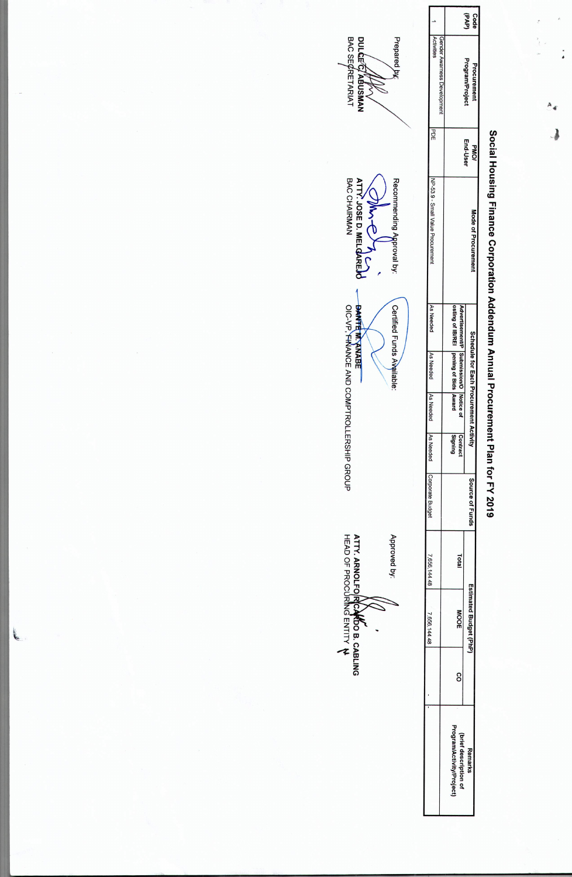# Social Housing Finance Corporation Addendum Annual Procurement Plan for FY 2019

| Code (PAP) | Procurement Program/Project | PMO/ End-User | Mode of Procurement | Schedule for Each Procurement Activity | | | | Source of Funds | Estimated Budget (PhP) | | | Remarks (brief description of Program/Activity/Project) |
|---|---|---|---|---|---|---|---|---|---|---|---|---|
| | | | | Advertisement/Posting of IB/REI | Submission/Opening of Bids | Notice of Award | Contract Signing | | Total | MOOE | CO | |
| 1 | Gender Awareness Development Activities | PDE | NP-53.9 - Small Value Procurement | As Needed | As Needed | As Needed | As Needed | Corporate Budget | 7,656,144.48 | 7,656,144.48 | - | - |

Prepared by:

**DULCE C. ABUSMAN**
BAC SECRETARIAT

Recommending Approval by:

**ATTY. JOSE D. MELGAREJO**
BAC CHAIRMAN

Certified Funds Available:

**DANTE M. ANABE**
OIC-VP, FINANCE AND COMPTROLLERSHIP GROUP

Approved by:

**ATTY. ARNOLFO RICARDO B. CABLING**
HEAD OF PROCURING ENTITY